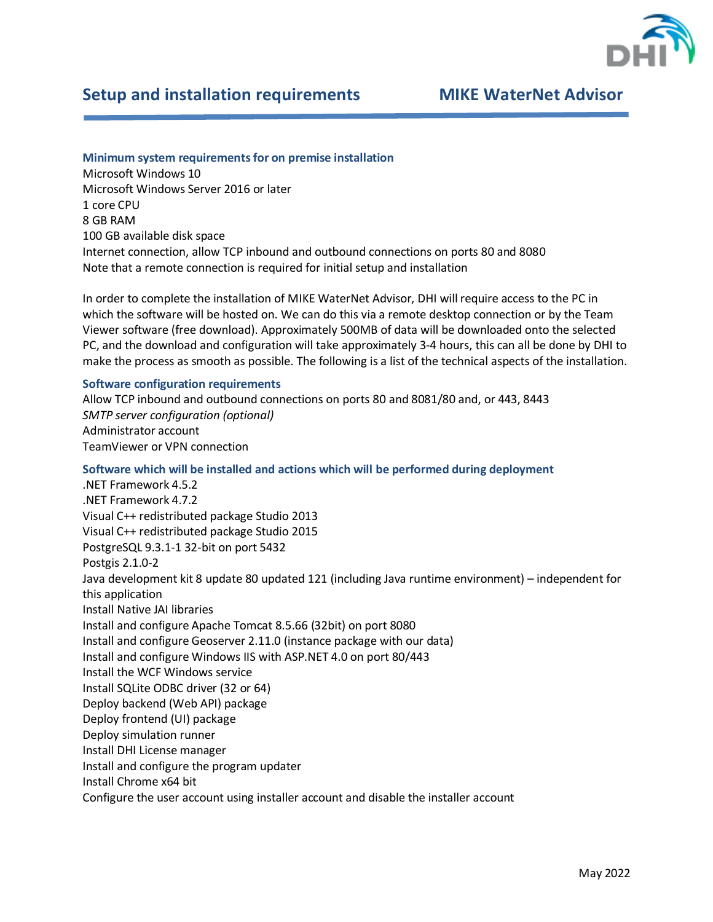# Setup and installation requirements — MIKE WaterNet Advisor

### Minimum system requirements for on premise installation

Microsoft Windows 10
Microsoft Windows Server 2016 or later
1 core CPU
8 GB RAM
100 GB available disk space
Internet connection, allow TCP inbound and outbound connections on ports 80 and 8080
Note that a remote connection is required for initial setup and installation

In order to complete the installation of MIKE WaterNet Advisor, DHI will require access to the PC in which the software will be hosted on. We can do this via a remote desktop connection or by the Team Viewer software (free download). Approximately 500MB of data will be downloaded onto the selected PC, and the download and configuration will take approximately 3-4 hours, this can all be done by DHI to make the process as smooth as possible. The following is a list of the technical aspects of the installation.

### Software configuration requirements

Allow TCP inbound and outbound connections on ports 80 and 8081/80 and, or 443, 8443
*SMTP server configuration (optional)*
Administrator account
TeamViewer or VPN connection

### Software which will be installed and actions which will be performed during deployment

.NET Framework 4.5.2
.NET Framework 4.7.2
Visual C++ redistributed package Studio 2013
Visual C++ redistributed package Studio 2015
PostgreSQL 9.3.1-1 32-bit on port 5432
Postgis 2.1.0-2
Java development kit 8 update 80 updated 121 (including Java runtime environment) – independent for this application
Install Native JAI libraries
Install and configure Apache Tomcat 8.5.66 (32bit) on port 8080
Install and configure Geoserver 2.11.0 (instance package with our data)
Install and configure Windows IIS with ASP.NET 4.0 on port 80/443
Install the WCF Windows service
Install SQLite ODBC driver (32 or 64)
Deploy backend (Web API) package
Deploy frontend (UI) package
Deploy simulation runner
Install DHI License manager
Install and configure the program updater
Install Chrome x64 bit
Configure the user account using installer account and disable the installer account

May 2022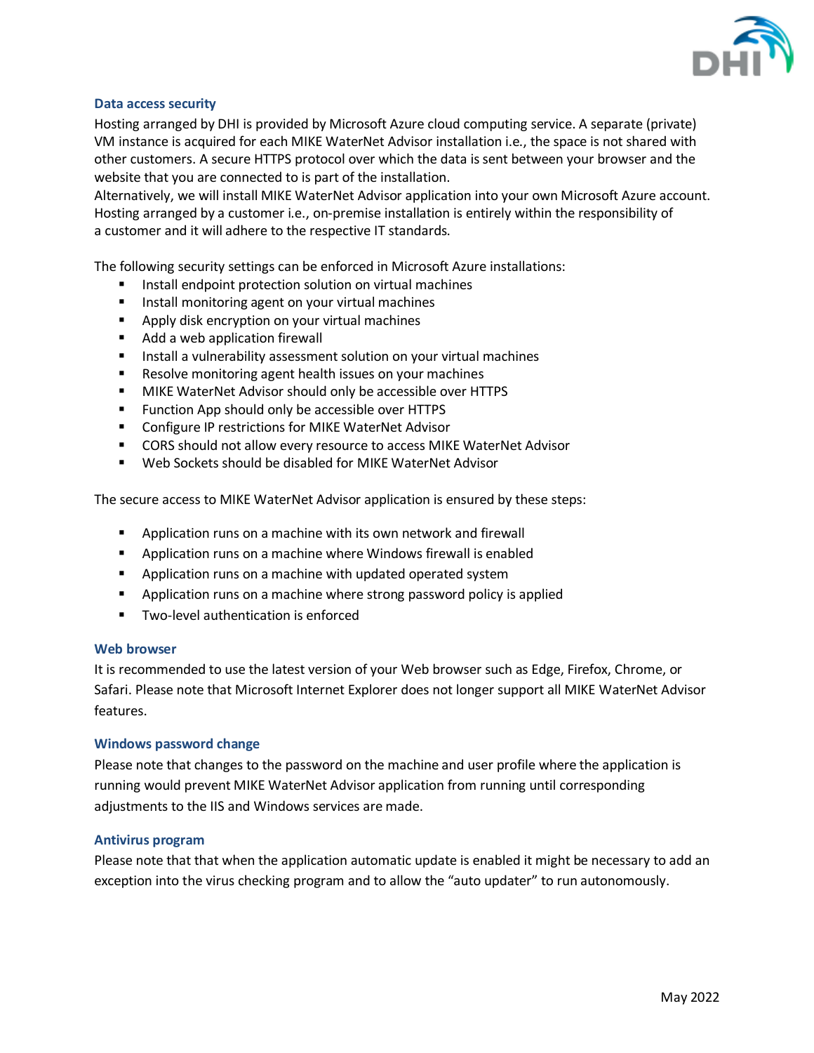### Data access security

Hosting arranged by DHI is provided by Microsoft Azure cloud computing service. A separate (private) VM instance is acquired for each MIKE WaterNet Advisor installation i.e., the space is not shared with other customers. A secure HTTPS protocol over which the data is sent between your browser and the website that you are connected to is part of the installation.
Alternatively, we will install MIKE WaterNet Advisor application into your own Microsoft Azure account. Hosting arranged by a customer i.e., on-premise installation is entirely within the responsibility of a customer and it will adhere to the respective IT standards.

The following security settings can be enforced in Microsoft Azure installations:

- Install endpoint protection solution on virtual machines
- Install monitoring agent on your virtual machines
- Apply disk encryption on your virtual machines
- Add a web application firewall
- Install a vulnerability assessment solution on your virtual machines
- Resolve monitoring agent health issues on your machines
- MIKE WaterNet Advisor should only be accessible over HTTPS
- Function App should only be accessible over HTTPS
- Configure IP restrictions for MIKE WaterNet Advisor
- CORS should not allow every resource to access MIKE WaterNet Advisor
- Web Sockets should be disabled for MIKE WaterNet Advisor

The secure access to MIKE WaterNet Advisor application is ensured by these steps:

- Application runs on a machine with its own network and firewall
- Application runs on a machine where Windows firewall is enabled
- Application runs on a machine with updated operated system
- Application runs on a machine where strong password policy is applied
- Two-level authentication is enforced

### Web browser

It is recommended to use the latest version of your Web browser such as Edge, Firefox, Chrome, or Safari. Please note that Microsoft Internet Explorer does not longer support all MIKE WaterNet Advisor features.

### Windows password change

Please note that changes to the password on the machine and user profile where the application is running would prevent MIKE WaterNet Advisor application from running until corresponding adjustments to the IIS and Windows services are made.

### Antivirus program

Please note that that when the application automatic update is enabled it might be necessary to add an exception into the virus checking program and to allow the "auto updater" to run autonomously.

May 2022